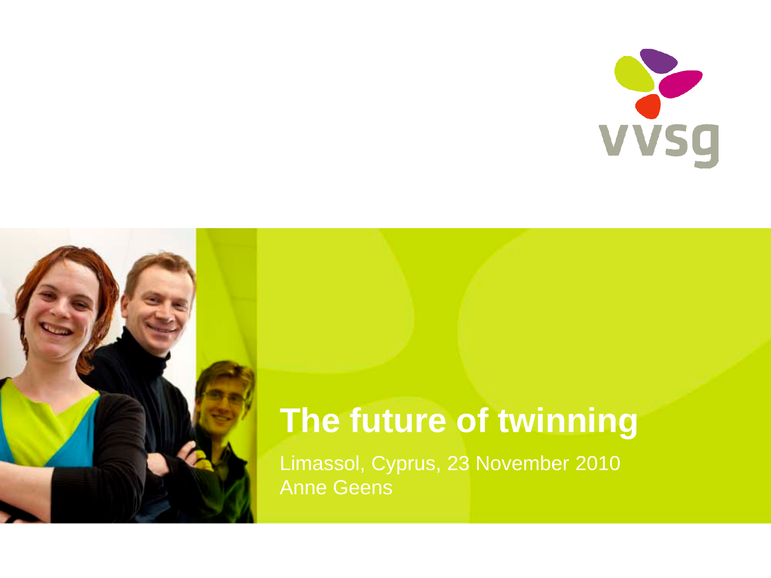vvsg

# The future of twinning

Limassol, Cyprus, 23 November 2010
Anne Geens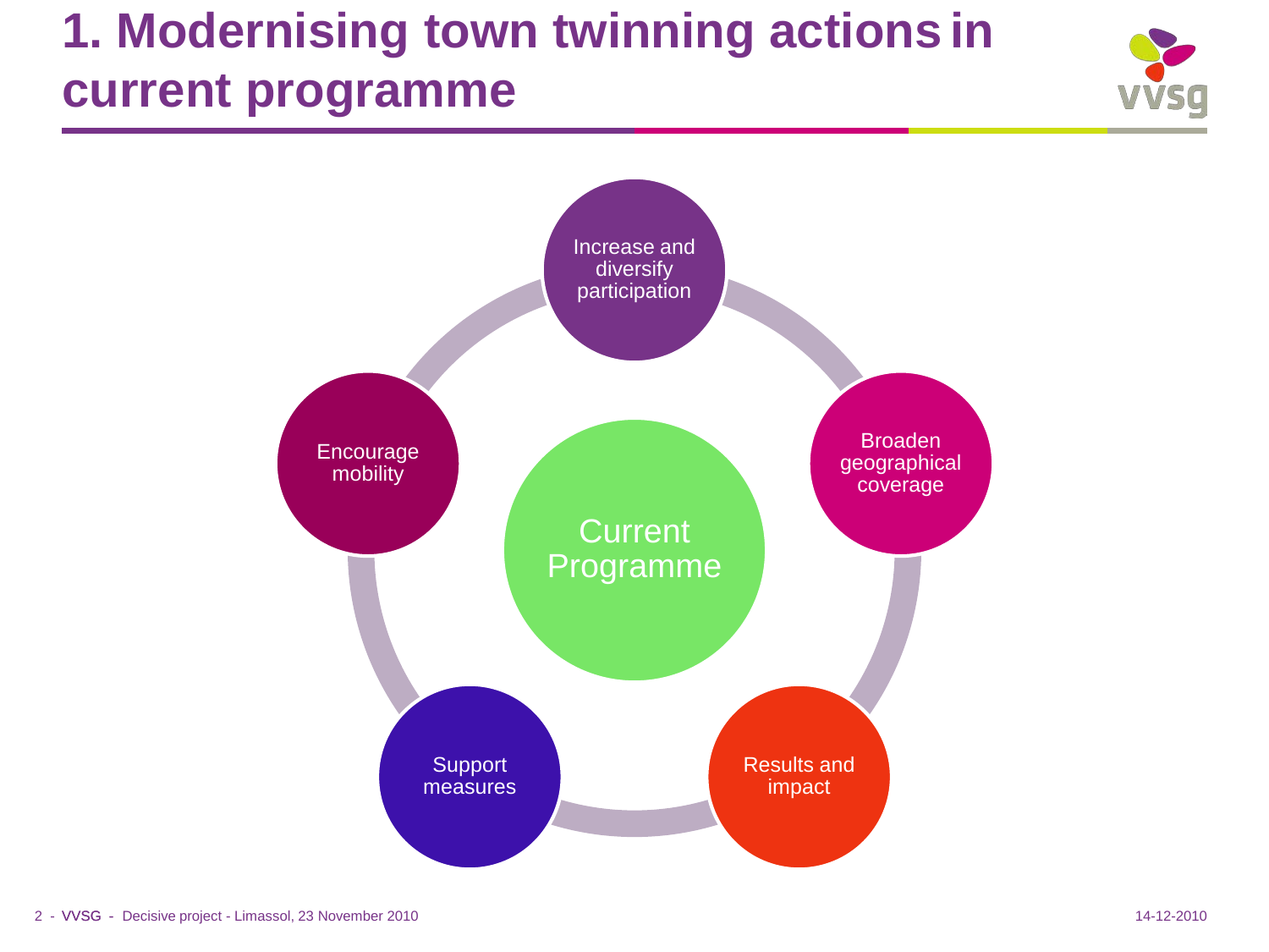# 1. Modernising town twinning actions in current programme

- Current Programme
  - Increase and diversify participation
  - Broaden geographical coverage
  - Results and impact
  - Support measures
  - Encourage mobility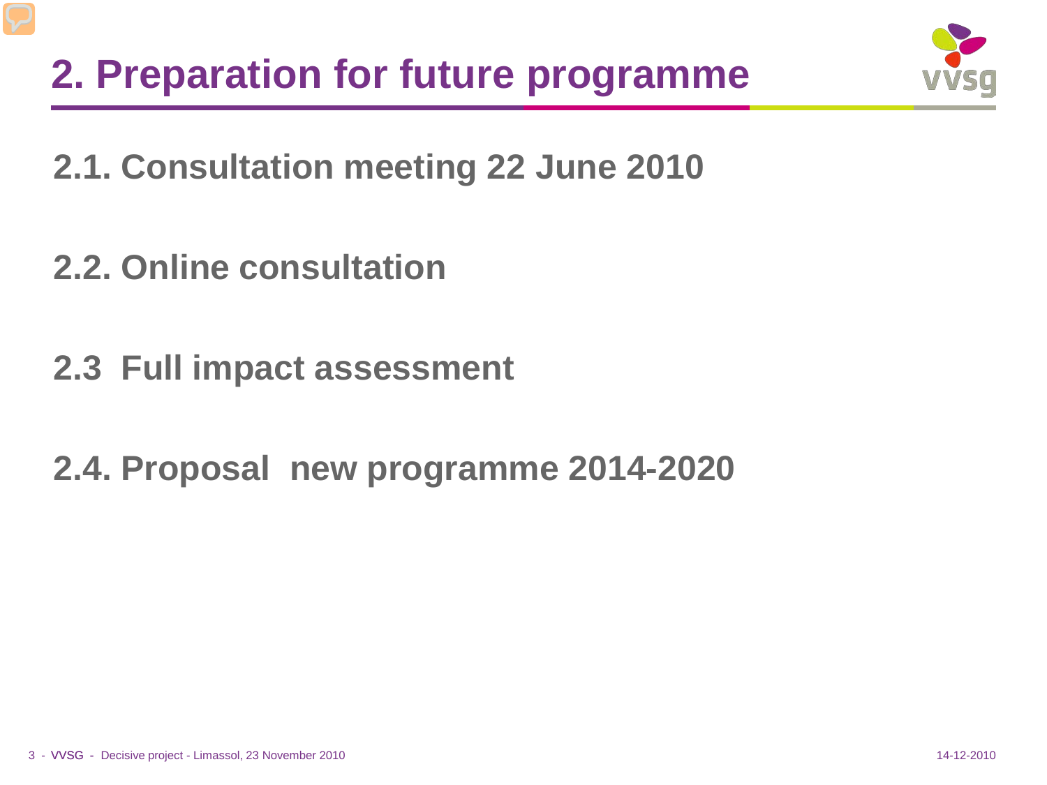# 2. Preparation for future programme

## 2.1. Consultation meeting 22 June 2010

## 2.2. Online consultation

## 2.3  Full impact assessment

## 2.4. Proposal  new programme 2014-2020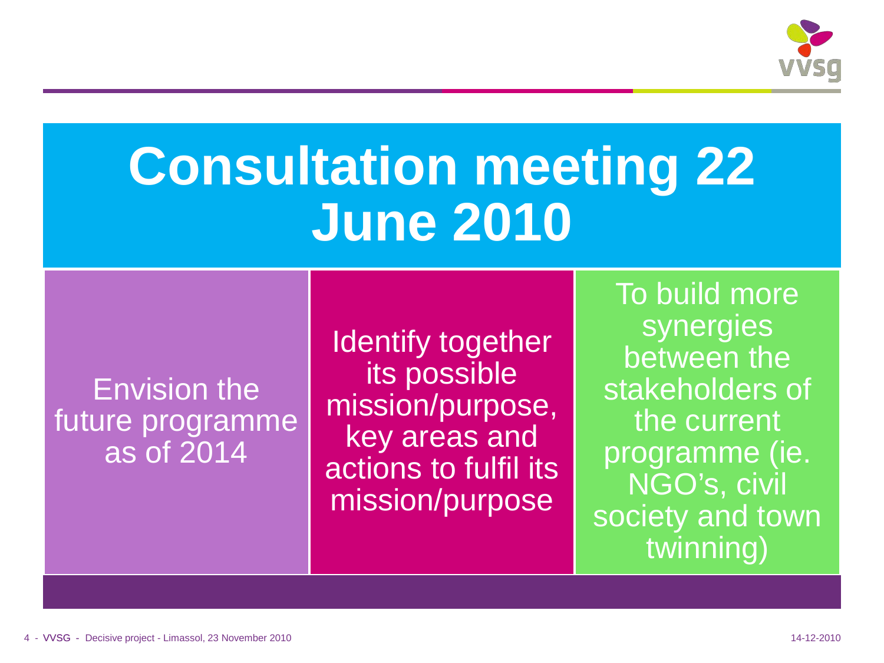# Consultation meeting 22 June 2010

- Envision the future programme as of 2014
- Identify together its possible mission/purpose, key areas and actions to fulfil its mission/purpose
- To build more synergies between the stakeholders of the current programme (ie. NGO's, civil society and town twinning)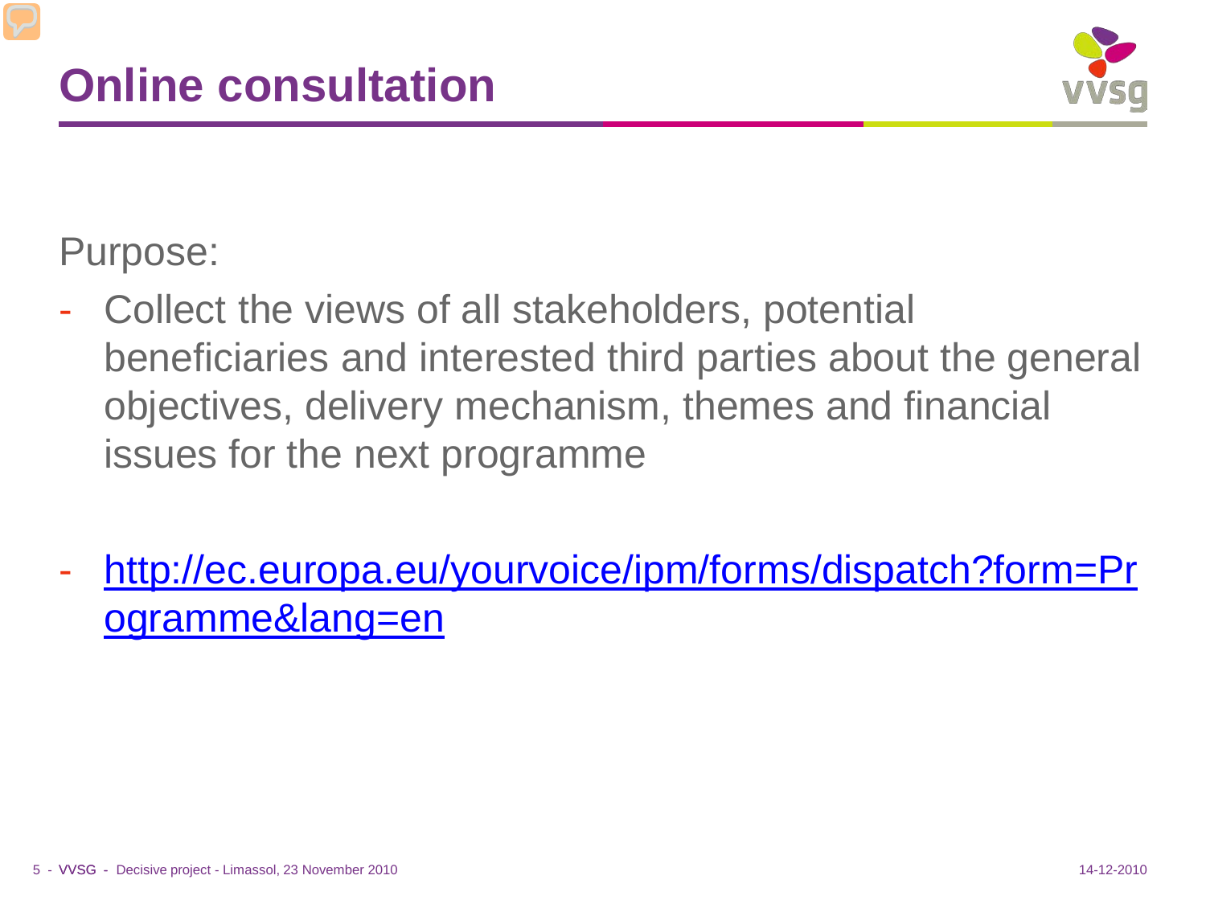# Online consultation

Purpose:

- Collect the views of all stakeholders, potential beneficiaries and interested third parties about the general objectives, delivery mechanism, themes and financial issues for the next programme

- [http://ec.europa.eu/yourvoice/ipm/forms/dispatch?form=Programme&lang=en](http://ec.europa.eu/yourvoice/ipm/forms/dispatch?form=Programme&lang=en)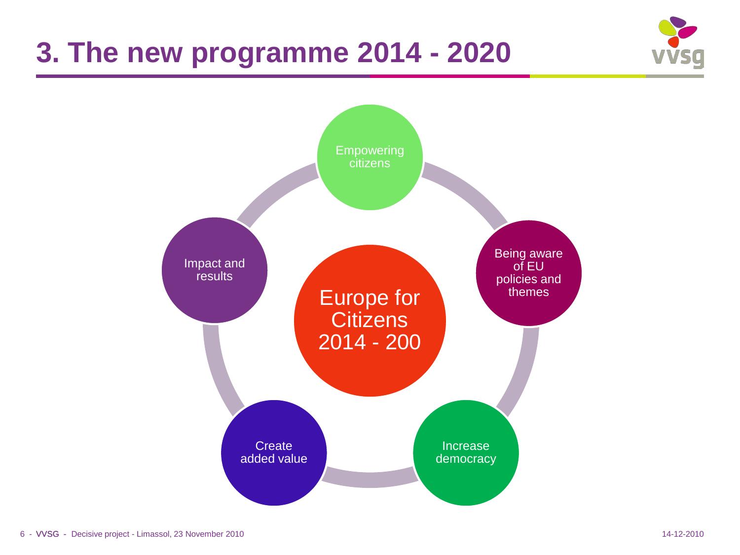# 3. The new programme 2014 - 2020

Europe for Citizens 2014 - 200

- Empowering citizens
- Being aware of EU policies and themes
- Increase democracy
- Create added value
- Impact and results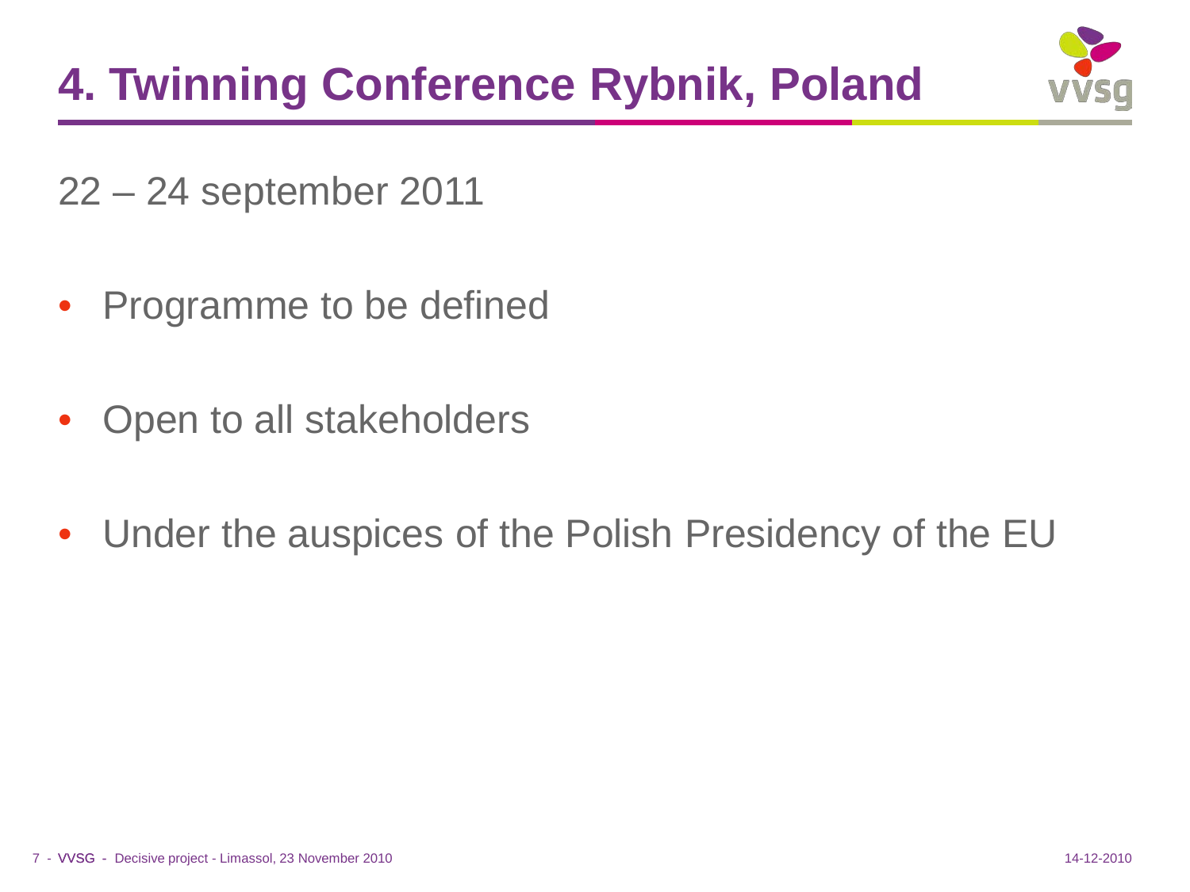# 4. Twinning Conference Rybnik, Poland

22 – 24 september 2011

- Programme to be defined
- Open to all stakeholders
- Under the auspices of the Polish Presidency of the EU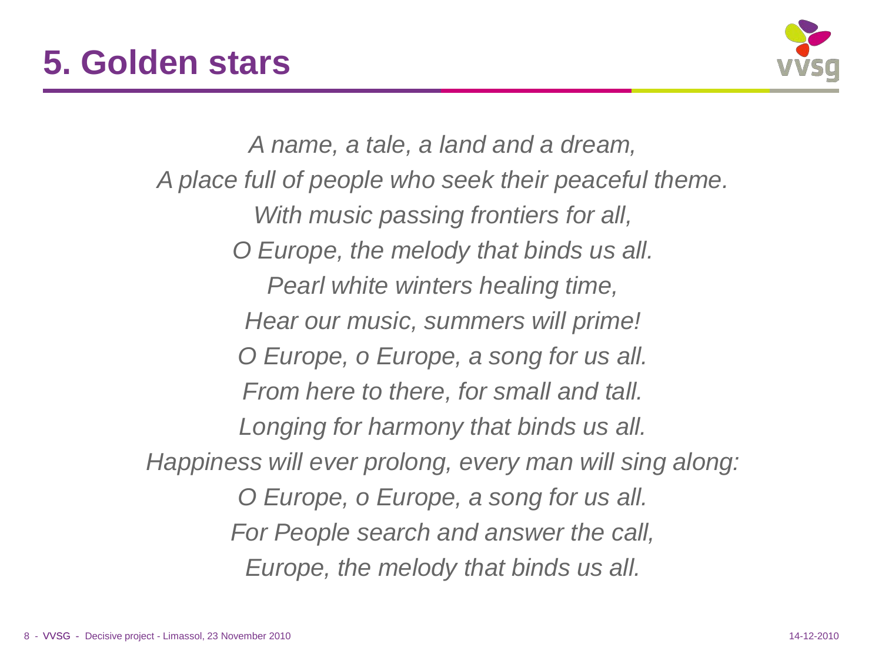# 5. Golden stars

*A name, a tale, a land and a dream,*
*A place full of people who seek their peaceful theme.*
*With music passing frontiers for all,*
*O Europe, the melody that binds us all.*
*Pearl white winters healing time,*
*Hear our music, summers will prime!*
*O Europe, o Europe, a song for us all.*
*From here to there, for small and tall.*
*Longing for harmony that binds us all.*
*Happiness will ever prolong, every man will sing along:*
*O Europe, o Europe, a song for us all.*
*For People search and answer the call,*
*Europe, the melody that binds us all.*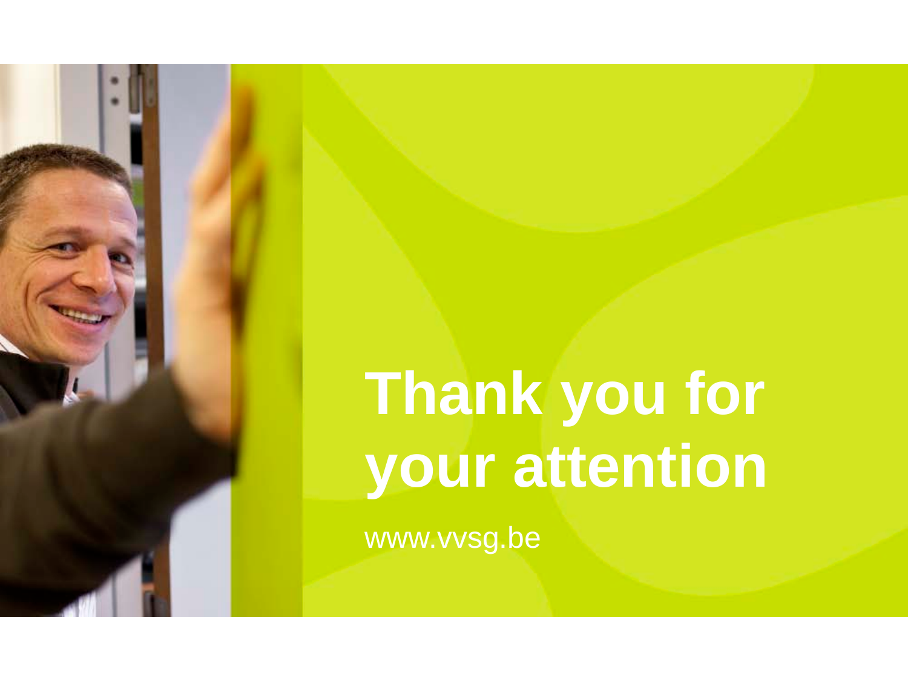# Thank you for your attention

www.vvsg.be